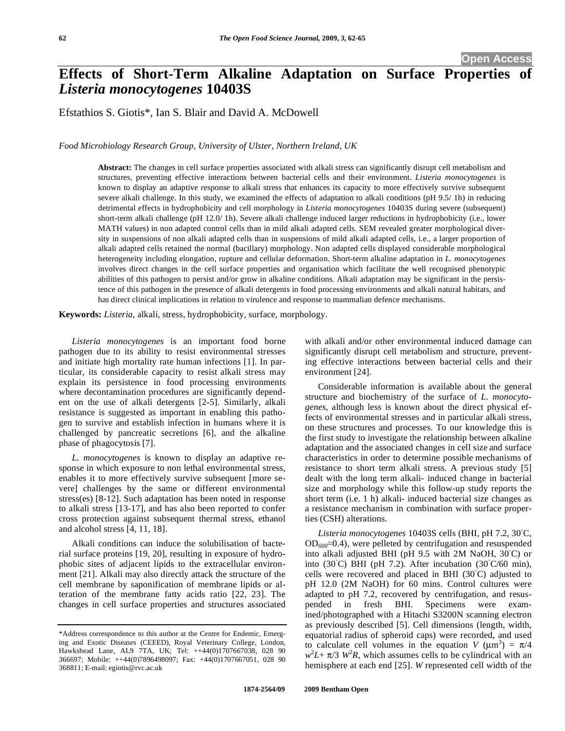# Effects of Short-Term Alkaline Adaptation on Surface Properties of *Listeria monocytogenes* 10403S

Efstathios S. Giotis*, Ian S. Blair and David A. McDowell

*Food Microbiology Research Group, University of Ulster, Northern Ireland, UK*

**Abstract:** The changes in cell surface properties associated with alkali stress can significantly disrupt cell metabolism and structures, preventing effective interactions between bacterial cells and their environment. *Listeria monocytogenes* is known to display an adaptive response to alkali stress that enhances its capacity to more effectively survive subsequent severe alkali challenge. In this study, we examined the effects of adaptation to alkali conditions (pH 9.5/ 1h) in reducing detrimental effects in hydrophobicity and cell morphology in *Listeria monocytogenes* 10403S during severe (subsequent) short-term alkali challenge (pH 12.0/ 1h). Severe alkali challenge induced larger reductions in hydrophobicity (i.e., lower MATH values) in non adapted control cells than in mild alkali adapted cells. SEM revealed greater morphological diversity in suspensions of non alkali adapted cells than in suspensions of mild alkali adapted cells, i.e., a larger proportion of alkali adapted cells retained the normal (bacillary) morphology. Non adapted cells displayed considerable morphological heterogeneity including elongation, rupture and cellular deformation. Short-term alkaline adaptation in *L. monocytogenes* involves direct changes in the cell surface properties and organisation which facilitate the well recognised phenotypic abilities of this pathogen to persist and/or grow in alkaline conditions. Alkali adaptation may be significant in the persistence of this pathogen in the presence of alkali detergents in food processing environments and alkali natural habitats, and has direct clinical implications in relation to virulence and response to mammalian defence mechanisms.

**Keywords:** *Listeria*, alkali, stress, hydrophobicity, surface, morphology.

*Listeria monocytogenes* is an important food borne pathogen due to its ability to resist environmental stresses and initiate high mortality rate human infections [1]. In particular, its considerable capacity to resist alkali stress may explain its persistence in food processing environments where decontamination procedures are significantly dependent on the use of alkali detergents [2-5]. Similarly, alkali resistance is suggested as important in enabling this pathogen to survive and establish infection in humans where it is challenged by pancreatic secretions [6], and the alkaline phase of phagocytosis [7].

*L. monocytogenes* is known to display an adaptive response in which exposure to non lethal environmental stress, enables it to more effectively survive subsequent [more severe] challenges by the same or different environmental stress(es) [8-12]. Such adaptation has been noted in response to alkali stress [13-17], and has also been reported to confer cross protection against subsequent thermal stress, ethanol and alcohol stress [4, 11, 18].

Alkali conditions can induce the solubilisation of bacterial surface proteins [19, 20], resulting in exposure of hydrophobic sites of adjacent lipids to the extracellular environment [21]. Alkali may also directly attack the structure of the cell membrane by saponification of membrane lipids or alteration of the membrane fatty acids ratio [22, 23]. The changes in cell surface properties and structures associated with alkali and/or other environmental induced damage can significantly disrupt cell metabolism and structure, preventing effective interactions between bacterial cells and their environment [24].

Considerable information is available about the general structure and biochemistry of the surface of *L. monocytogenes*, although less is known about the direct physical effects of environmental stresses and in particular alkali stress, on these structures and processes. To our knowledge this is the first study to investigate the relationship between alkaline adaptation and the associated changes in cell size and surface characteristics in order to determine possible mechanisms of resistance to short term alkali stress. A previous study [5] dealt with the long term alkali- induced change in bacterial size and morphology while this follow-up study reports the short term (i.e. 1 h) alkali- induced bacterial size changes as a resistance mechanism in combination with surface properties (CSH) alterations.

*Listeria monocytogenes* 10403S cells (BHI, pH 7.2, 30°C, $OD_{600}\approx0.4$), were pelleted by centrifugation and resuspended into alkali adjusted BHI (pH 9.5 with 2M NaOH, 30°C) or into (30°C) BHI (pH 7.2). After incubation (30°C/60 min), cells were recovered and placed in BHI (30°C) adjusted to pH 12.0 (2M NaOH) for 60 mins. Control cultures were adapted to pH 7.2, recovered by centrifugation, and resuspended in fresh BHI. Specimens were examined/photographed with a Hitachi S3200N scanning electron as previously described [5]. Cell dimensions (length, width, equatorial radius of spheroid caps) were recorded, and used to calculate cell volumes in the equation $V$ ($\mu m^3$) = $\pi/4\ w^2L + \pi/3\ W^2R$, which assumes cells to be cylindrical with an hemisphere at each end [25]. $W$ represented cell width of the

*Address correspondence to this author at the Centre for Endemic, Emerging and Exotic Diseases (CEEED), Royal Veterinary College, London, Hawkshead Lane, AL9 7TA, UK; Tel: ++44(0)1707667038, 028 90 366697; Mobile: ++44(0)7896498097; Fax: +44(0)1707667051, 028 90 368811; E-mail: egiotis@rvc.ac.uk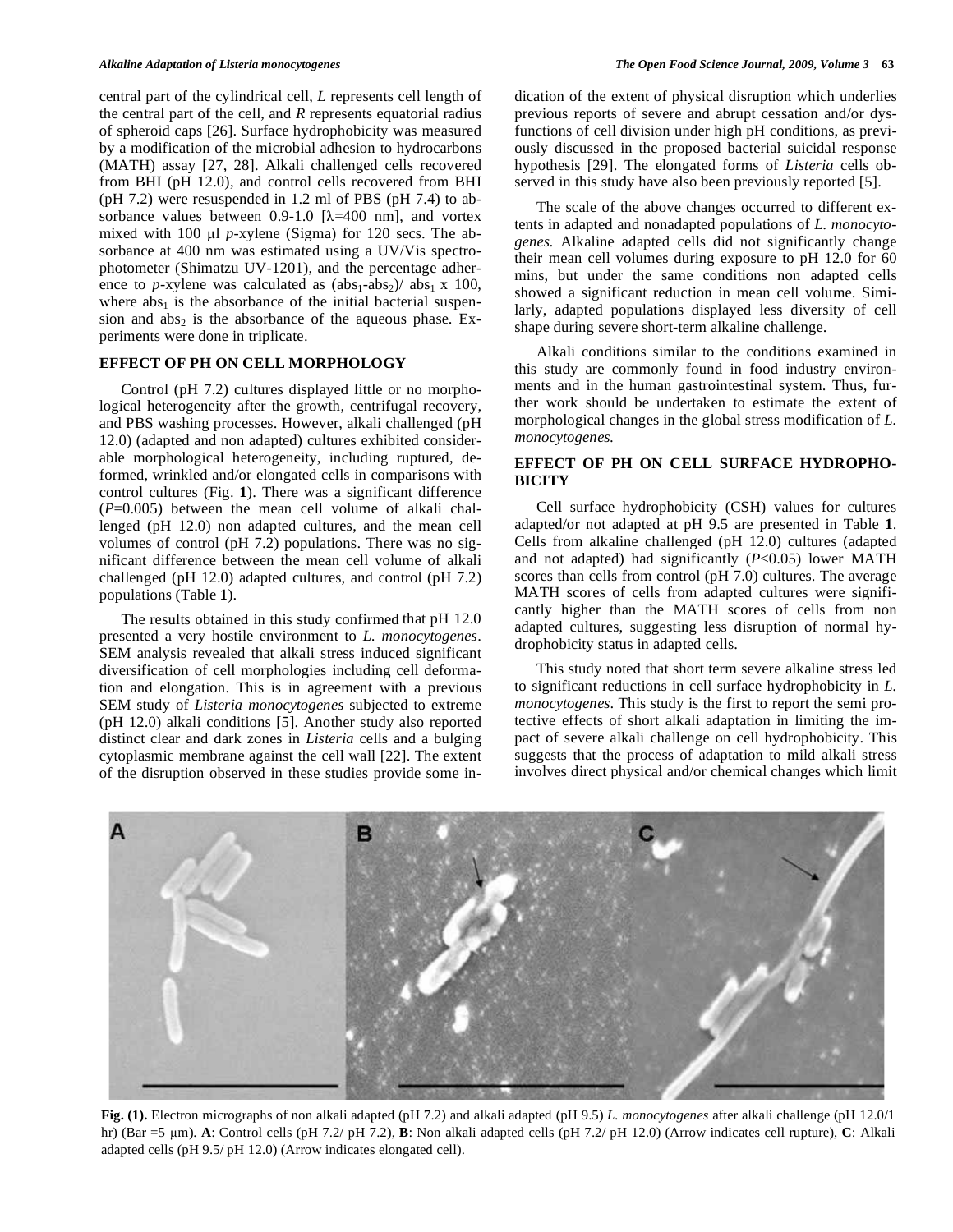central part of the cylindrical cell, *L* represents cell length of the central part of the cell, and *R* represents equatorial radius of spheroid caps [26]. Surface hydrophobicity was measured by a modification of the microbial adhesion to hydrocarbons (MATH) assay [27, 28]. Alkali challenged cells recovered from BHI (pH 12.0), and control cells recovered from BHI (pH 7.2) were resuspended in 1.2 ml of PBS (pH 7.4) to absorbance values between 0.9-1.0 [$\lambda$=400 nm], and vortex mixed with 100 μl *p*-xylene (Sigma) for 120 secs. The absorbance at 400 nm was estimated using a UV/Vis spectrophotometer (Shimatzu UV-1201), and the percentage adherence to *p*-xylene was calculated as $(abs_1\text{-}abs_2)/ abs_1 \times 100$, where $abs_1$ is the absorbance of the initial bacterial suspension and $abs_2$ is the absorbance of the aqueous phase. Experiments were done in triplicate.

## EFFECT OF PH ON CELL MORPHOLOGY

Control (pH 7.2) cultures displayed little or no morphological heterogeneity after the growth, centrifugal recovery, and PBS washing processes. However, alkali challenged (pH 12.0) (adapted and non adapted) cultures exhibited considerable morphological heterogeneity, including ruptured, deformed, wrinkled and/or elongated cells in comparisons with control cultures (Fig. **1**). There was a significant difference ($P$=0.005) between the mean cell volume of alkali challenged (pH 12.0) non adapted cultures, and the mean cell volumes of control (pH 7.2) populations. There was no significant difference between the mean cell volume of alkali challenged (pH 12.0) adapted cultures, and control (pH 7.2) populations (Table **1**).

The results obtained in this study confirmed that pH 12.0 presented a very hostile environment to *L. monocytogenes*. SEM analysis revealed that alkali stress induced significant diversification of cell morphologies including cell deformation and elongation. This is in agreement with a previous SEM study of *Listeria monocytogenes* subjected to extreme (pH 12.0) alkali conditions [5]. Another study also reported distinct clear and dark zones in *Listeria* cells and a bulging cytoplasmic membrane against the cell wall [22]. The extent of the disruption observed in these studies provide some indication of the extent of physical disruption which underlies previous reports of severe and abrupt cessation and/or dysfunctions of cell division under high pH conditions, as previously discussed in the proposed bacterial suicidal response hypothesis [29]. The elongated forms of *Listeria* cells observed in this study have also been previously reported [5].

The scale of the above changes occurred to different extents in adapted and nonadapted populations of *L. monocytogenes.* Alkaline adapted cells did not significantly change their mean cell volumes during exposure to pH 12.0 for 60 mins, but under the same conditions non adapted cells showed a significant reduction in mean cell volume. Similarly, adapted populations displayed less diversity of cell shape during severe short-term alkaline challenge.

Alkali conditions similar to the conditions examined in this study are commonly found in food industry environments and in the human gastrointestinal system. Thus, further work should be undertaken to estimate the extent of morphological changes in the global stress modification of *L. monocytogenes.*

## EFFECT OF PH ON CELL SURFACE HYDROPHOBICITY

Cell surface hydrophobicity (CSH) values for cultures adapted/or not adapted at pH 9.5 are presented in Table **1**. Cells from alkaline challenged (pH 12.0) cultures (adapted and not adapted) had significantly ($P$<0.05) lower MATH scores than cells from control (pH 7.0) cultures. The average MATH scores of cells from adapted cultures were significantly higher than the MATH scores of cells from non adapted cultures, suggesting less disruption of normal hydrophobicity status in adapted cells.

This study noted that short term severe alkaline stress led to significant reductions in cell surface hydrophobicity in *L. monocytogenes*. This study is the first to report the semi protective effects of short alkali adaptation in limiting the impact of severe alkali challenge on cell hydrophobicity. This suggests that the process of adaptation to mild alkali stress involves direct physical and/or chemical changes which limit

**Fig. (1).** Electron micrographs of non alkali adapted (pH 7.2) and alkali adapted (pH 9.5) *L. monocytogenes* after alkali challenge (pH 12.0/1 hr) (Bar =5 μm). **A**: Control cells (pH 7.2/ pH 7.2), **B**: Non alkali adapted cells (pH 7.2/ pH 12.0) (Arrow indicates cell rupture), **C**: Alkali adapted cells (pH 9.5/ pH 12.0) (Arrow indicates elongated cell).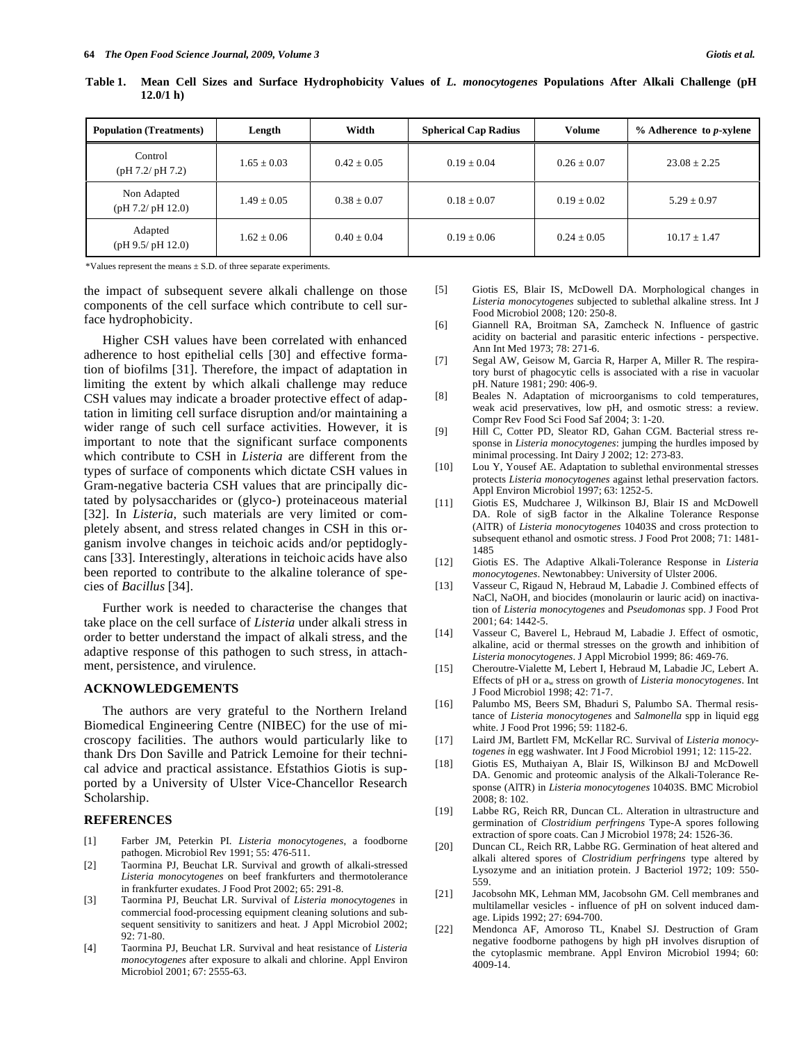**Table 1. Mean Cell Sizes and Surface Hydrophobicity Values of *L. monocytogenes* Populations After Alkali Challenge (pH 12.0/1 h)**

| Population (Treatments) | Length | Width | Spherical Cap Radius | Volume | % Adherence to *p*-xylene |
|---|---|---|---|---|---|
| Control (pH 7.2/ pH 7.2) | $1.65 \pm 0.03$ | $0.42 \pm 0.05$ | $0.19 \pm 0.04$ | $0.26 \pm 0.07$ | $23.08 \pm 2.25$ |
| Non Adapted (pH 7.2/ pH 12.0) | $1.49 \pm 0.05$ | $0.38 \pm 0.07$ | $0.18 \pm 0.07$ | $0.19 \pm 0.02$ | $5.29 \pm 0.97$ |
| Adapted (pH 9.5/ pH 12.0) | $1.62 \pm 0.06$ | $0.40 \pm 0.04$ | $0.19 \pm 0.06$ | $0.24 \pm 0.05$ | $10.17 \pm 1.47$ |

*Values represent the means ± S.D. of three separate experiments.

the impact of subsequent severe alkali challenge on those components of the cell surface which contribute to cell surface hydrophobicity.

Higher CSH values have been correlated with enhanced adherence to host epithelial cells [30] and effective formation of biofilms [31]. Therefore, the impact of adaptation in limiting the extent by which alkali challenge may reduce CSH values may indicate a broader protective effect of adaptation in limiting cell surface disruption and/or maintaining a wider range of such cell surface activities. However, it is important to note that the significant surface components which contribute to CSH in *Listeria* are different from the types of surface of components which dictate CSH values in Gram-negative bacteria CSH values that are principally dictated by polysaccharides or (glyco-) proteinaceous material [32]. In *Listeria*, such materials are very limited or completely absent, and stress related changes in CSH in this organism involve changes in teichoic acids and/or peptidoglycans [33]. Interestingly, alterations in teichoic acids have also been reported to contribute to the alkaline tolerance of species of *Bacillus* [34].

Further work is needed to characterise the changes that take place on the cell surface of *Listeria* under alkali stress in order to better understand the impact of alkali stress, and the adaptive response of this pathogen to such stress, in attachment, persistence, and virulence.

## ACKNOWLEDGEMENTS

The authors are very grateful to the Northern Ireland Biomedical Engineering Centre (NIBEC) for the use of microscopy facilities. The authors would particularly like to thank Drs Don Saville and Patrick Lemoine for their technical advice and practical assistance. Efstathios Giotis is supported by a University of Ulster Vice-Chancellor Research Scholarship.

## REFERENCES

[1] Farber JM, Peterkin PI. *Listeria monocytogenes*, a foodborne pathogen. Microbiol Rev 1991; 55: 476-511.

[2] Taormina PJ, Beuchat LR. Survival and growth of alkali-stressed *Listeria monocytogenes* on beef frankfurters and thermotolerance in frankfurter exudates. J Food Prot 2002; 65: 291-8.

[3] Taormina PJ, Beuchat LR. Survival of *Listeria monocytogenes* in commercial food-processing equipment cleaning solutions and subsequent sensitivity to sanitizers and heat. J Appl Microbiol 2002; 92: 71-80.

[4] Taormina PJ, Beuchat LR. Survival and heat resistance of *Listeria monocytogenes* after exposure to alkali and chlorine. Appl Environ Microbiol 2001; 67: 2555-63.

[5] Giotis ES, Blair IS, McDowell DA. Morphological changes in *Listeria monocytogenes* subjected to sublethal alkaline stress. Int J Food Microbiol 2008; 120: 250-8.

[6] Giannell RA, Broitman SA, Zamcheck N. Influence of gastric acidity on bacterial and parasitic enteric infections - perspective. Ann Int Med 1973; 78: 271-6.

[7] Segal AW, Geisow M, Garcia R, Harper A, Miller R. The respiratory burst of phagocytic cells is associated with a rise in vacuolar pH. Nature 1981; 290: 406-9.

[8] Beales N. Adaptation of microorganisms to cold temperatures, weak acid preservatives, low pH, and osmotic stress: a review. Compr Rev Food Sci Food Saf 2004; 3: 1-20.

[9] Hill C, Cotter PD, Sleator RD, Gahan CGM. Bacterial stress response in *Listeria monocytogenes*: jumping the hurdles imposed by minimal processing. Int Dairy J 2002; 12: 273-83.

[10] Lou Y, Yousef AE. Adaptation to sublethal environmental stresses protects *Listeria monocytogenes* against lethal preservation factors. Appl Environ Microbiol 1997; 63: 1252-5.

[11] Giotis ES, Mudcharee J, Wilkinson BJ, Blair IS and McDowell DA. Role of sigB factor in the Alkaline Tolerance Response (AlTR) of *Listeria monocytogenes* 10403S and cross protection to subsequent ethanol and osmotic stress. J Food Prot 2008; 71: 1481-1485

[12] Giotis ES. The Adaptive Alkali-Tolerance Response in *Listeria monocytogenes*. Newtonabbey: University of Ulster 2006.

[13] Vasseur C, Rigaud N, Hebraud M, Labadie J. Combined effects of NaCl, NaOH, and biocides (monolaurin or lauric acid) on inactivation of *Listeria monocytogenes* and *Pseudomonas* spp. J Food Prot 2001; 64: 1442-5.

[14] Vasseur C, Baverel L, Hebraud M, Labadie J. Effect of osmotic, alkaline, acid or thermal stresses on the growth and inhibition of *Listeria monocytogenes*. J Appl Microbiol 1999; 86: 469-76.

[15] Cheroutre-Vialette M, Lebert I, Hebraud M, Labadie JC, Lebert A. Effects of pH or $a_w$ stress on growth of *Listeria monocytogenes*. Int J Food Microbiol 1998; 42: 71-7.

[16] Palumbo MS, Beers SM, Bhaduri S, Palumbo SA. Thermal resistance of *Listeria monocytogenes* and *Salmonella* spp in liquid egg white. J Food Prot 1996; 59: 1182-6.

[17] Laird JM, Bartlett FM, McKellar RC. Survival of *Listeria monocytogenes* in egg washwater. Int J Food Microbiol 1991; 12: 115-22.

[18] Giotis ES, Muthaiyan A, Blair IS, Wilkinson BJ and McDowell DA. Genomic and proteomic analysis of the Alkali-Tolerance Response (AlTR) in *Listeria monocytogenes* 10403S. BMC Microbiol 2008; 8: 102.

[19] Labbe RG, Reich RR, Duncan CL. Alteration in ultrastructure and germination of *Clostridium perfringens* Type-A spores following extraction of spore coats. Can J Microbiol 1978; 24: 1526-36.

[20] Duncan CL, Reich RR, Labbe RG. Germination of heat altered and alkali altered spores of *Clostridium perfringens* type altered by Lysozyme and an initiation protein. J Bacteriol 1972; 109: 550-559.

[21] Jacobsohn MK, Lehman MM, Jacobsohn GM. Cell membranes and multilamellar vesicles - influence of pH on solvent induced damage. Lipids 1992; 27: 694-700.

[22] Mendonca AF, Amoroso TL, Knabel SJ. Destruction of Gram negative foodborne pathogens by high pH involves disruption of the cytoplasmic membrane. Appl Environ Microbiol 1994; 60: 4009-14.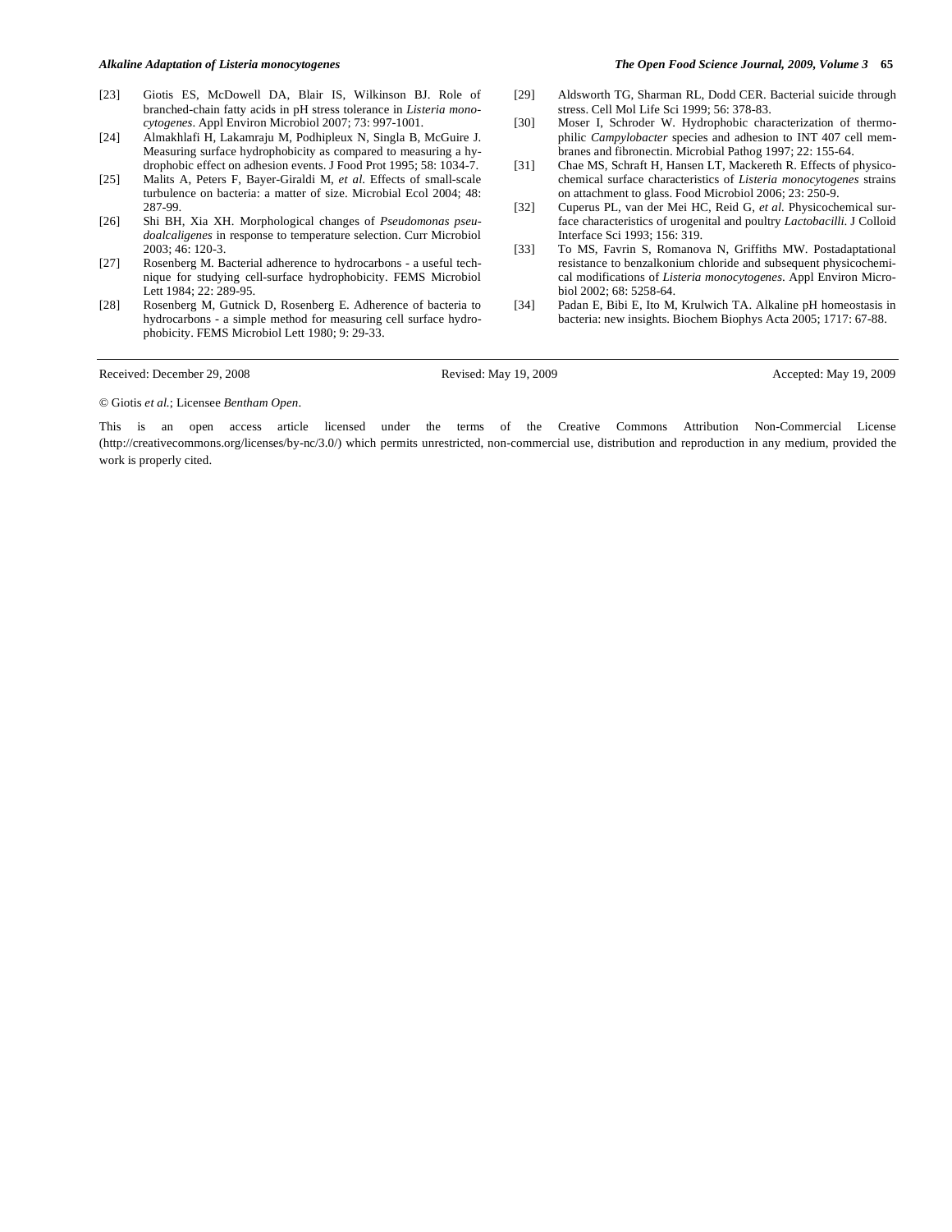[23] Giotis ES, McDowell DA, Blair IS, Wilkinson BJ. Role of branched-chain fatty acids in pH stress tolerance in *Listeria monocytogenes*. Appl Environ Microbiol 2007; 73: 997-1001.

[24] Almakhlafi H, Lakamraju M, Podhipleux N, Singla B, McGuire J. Measuring surface hydrophobicity as compared to measuring a hydrophobic effect on adhesion events. J Food Prot 1995; 58: 1034-7.

[25] Malits A, Peters F, Bayer-Giraldi M, *et al*. Effects of small-scale turbulence on bacteria: a matter of size. Microbial Ecol 2004; 48: 287-99.

[26] Shi BH, Xia XH. Morphological changes of *Pseudomonas pseudoalcaligenes* in response to temperature selection. Curr Microbiol 2003; 46: 120-3.

[27] Rosenberg M. Bacterial adherence to hydrocarbons - a useful technique for studying cell-surface hydrophobicity. FEMS Microbiol Lett 1984; 22: 289-95.

[28] Rosenberg M, Gutnick D, Rosenberg E. Adherence of bacteria to hydrocarbons - a simple method for measuring cell surface hydrophobicity. FEMS Microbiol Lett 1980; 9: 29-33.

[29] Aldsworth TG, Sharman RL, Dodd CER. Bacterial suicide through stress. Cell Mol Life Sci 1999; 56: 378-83.

[30] Moser I, Schroder W. Hydrophobic characterization of thermophilic *Campylobacter* species and adhesion to INT 407 cell membranes and fibronectin. Microbial Pathog 1997; 22: 155-64.

[31] Chae MS, Schraft H, Hansen LT, Mackereth R. Effects of physicochemical surface characteristics of *Listeria monocytogenes* strains on attachment to glass. Food Microbiol 2006; 23: 250-9.

[32] Cuperus PL, van der Mei HC, Reid G, *et al*. Physicochemical surface characteristics of urogenital and poultry *Lactobacilli*. J Colloid Interface Sci 1993; 156: 319.

[33] To MS, Favrin S, Romanova N, Griffiths MW. Postadaptational resistance to benzalkonium chloride and subsequent physicochemical modifications of *Listeria monocytogenes*. Appl Environ Microbiol 2002; 68: 5258-64.

[34] Padan E, Bibi E, Ito M, Krulwich TA. Alkaline pH homeostasis in bacteria: new insights. Biochem Biophys Acta 2005; 1717: 67-88.

Received: December 29, 2008 Revised: May 19, 2009 Accepted: May 19, 2009

© Giotis *et al.*; Licensee *Bentham Open*.

This is an open access article licensed under the terms of the Creative Commons Attribution Non-Commercial License (http://creativecommons.org/licenses/by-nc/3.0/) which permits unrestricted, non-commercial use, distribution and reproduction in any medium, provided the work is properly cited.